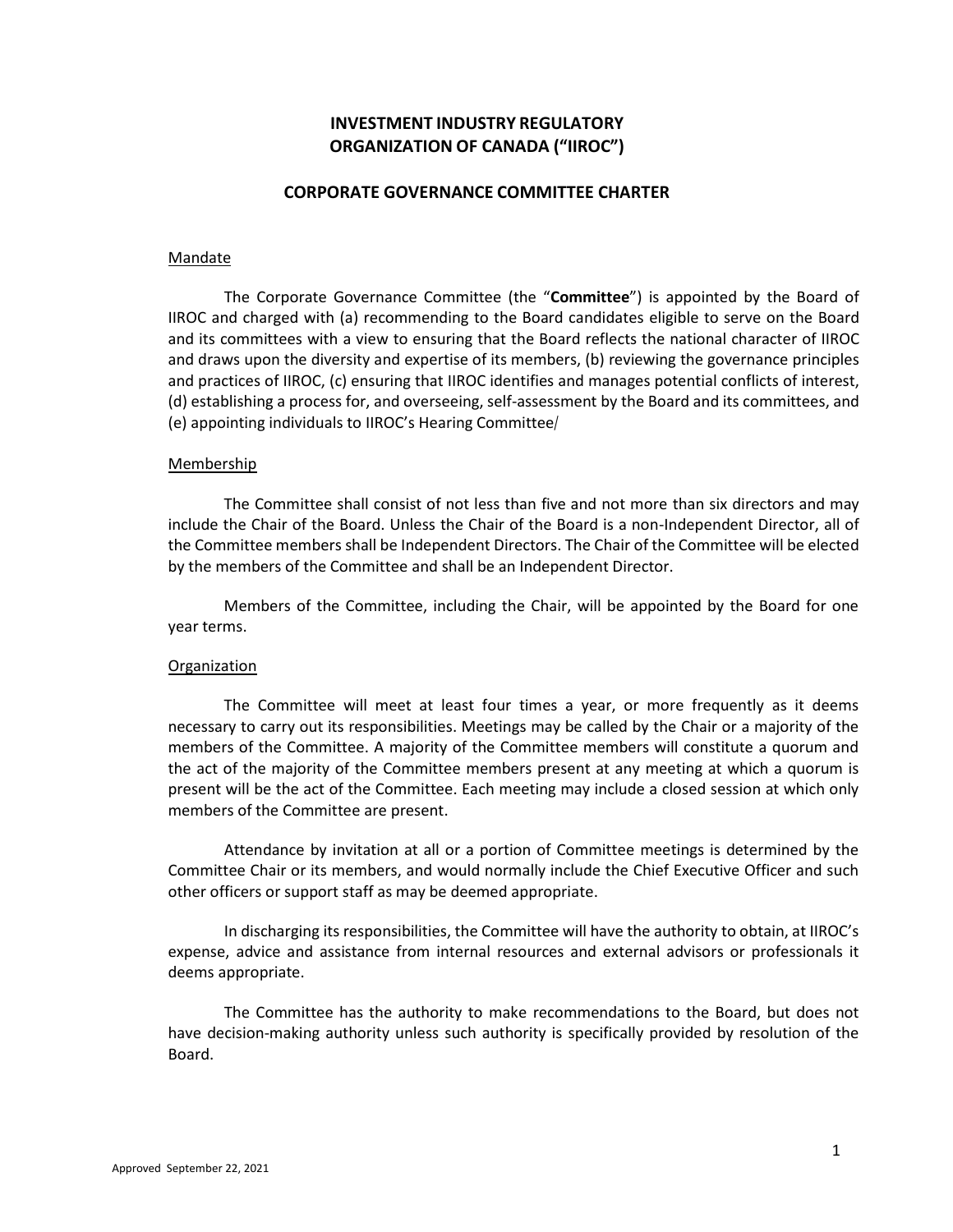# INVESTMENT INDUSTRY REGULATORY ORGANIZATION OF CANADA ("IIROC")

## CORPORATE GOVERNANCE COMMITTEE CHARTER

### Mandate

The Corporate Governance Committee (the "**Committee**") is appointed by the Board of IIROC and charged with (a) recommending to the Board candidates eligible to serve on the Board and its committees with a view to ensuring that the Board reflects the national character of IIROC and draws upon the diversity and expertise of its members, (b) reviewing the governance principles and practices of IIROC, (c) ensuring that IIROC identifies and manages potential conflicts of interest, (d) establishing a process for, and overseeing, self-assessment by the Board and its committees, and (e) appointing individuals to IIROC's Hearing Committee/

### Membership

The Committee shall consist of not less than five and not more than six directors and may include the Chair of the Board. Unless the Chair of the Board is a non-Independent Director, all of the Committee members shall be Independent Directors. The Chair of the Committee will be elected by the members of the Committee and shall be an Independent Director.

Members of the Committee, including the Chair, will be appointed by the Board for one year terms.

### Organization

The Committee will meet at least four times a year, or more frequently as it deems necessary to carry out its responsibilities. Meetings may be called by the Chair or a majority of the members of the Committee. A majority of the Committee members will constitute a quorum and the act of the majority of the Committee members present at any meeting at which a quorum is present will be the act of the Committee. Each meeting may include a closed session at which only members of the Committee are present.

Attendance by invitation at all or a portion of Committee meetings is determined by the Committee Chair or its members, and would normally include the Chief Executive Officer and such other officers or support staff as may be deemed appropriate.

In discharging its responsibilities, the Committee will have the authority to obtain, at IIROC's expense, advice and assistance from internal resources and external advisors or professionals it deems appropriate.

The Committee has the authority to make recommendations to the Board, but does not have decision-making authority unless such authority is specifically provided by resolution of the Board.

Approved September 22, 2021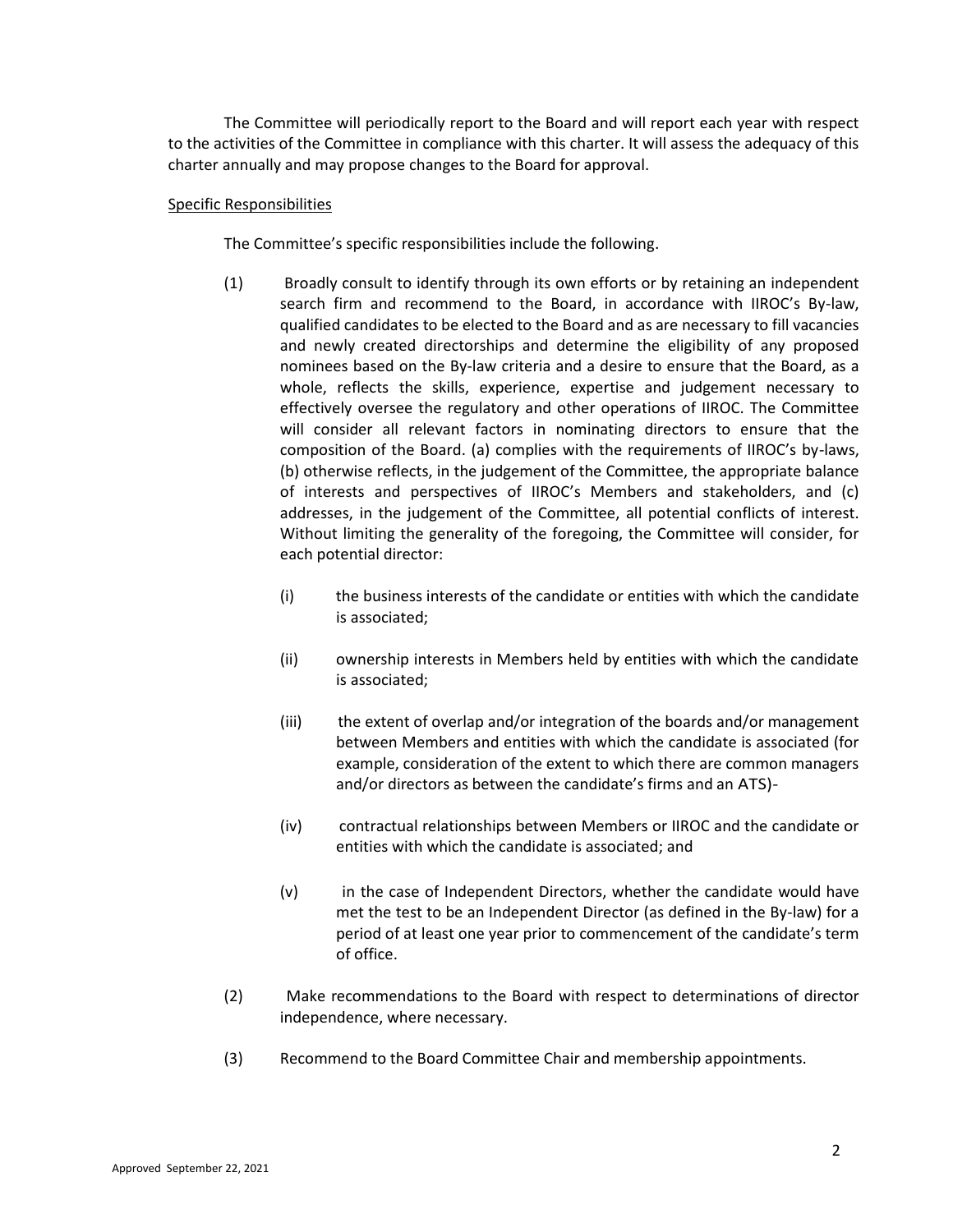The Committee will periodically report to the Board and will report each year with respect to the activities of the Committee in compliance with this charter. It will assess the adequacy of this charter annually and may propose changes to the Board for approval.

Specific Responsibilities

The Committee's specific responsibilities include the following.

(1) Broadly consult to identify through its own efforts or by retaining an independent search firm and recommend to the Board, in accordance with IIROC's By-law, qualified candidates to be elected to the Board and as are necessary to fill vacancies and newly created directorships and determine the eligibility of any proposed nominees based on the By-law criteria and a desire to ensure that the Board, as a whole, reflects the skills, experience, expertise and judgement necessary to effectively oversee the regulatory and other operations of IIROC. The Committee will consider all relevant factors in nominating directors to ensure that the composition of the Board. (a) complies with the requirements of IIROC's by-laws, (b) otherwise reflects, in the judgement of the Committee, the appropriate balance of interests and perspectives of IIROC's Members and stakeholders, and (c) addresses, in the judgement of the Committee, all potential conflicts of interest. Without limiting the generality of the foregoing, the Committee will consider, for each potential director:

   (i) the business interests of the candidate or entities with which the candidate is associated;

   (ii) ownership interests in Members held by entities with which the candidate is associated;

   (iii) the extent of overlap and/or integration of the boards and/or management between Members and entities with which the candidate is associated (for example, consideration of the extent to which there are common managers and/or directors as between the candidate's firms and an ATS)-

   (iv) contractual relationships between Members or IIROC and the candidate or entities with which the candidate is associated; and

   (v) in the case of Independent Directors, whether the candidate would have met the test to be an Independent Director (as defined in the By-law) for a period of at least one year prior to commencement of the candidate's term of office.

(2) Make recommendations to the Board with respect to determinations of director independence, where necessary.

(3) Recommend to the Board Committee Chair and membership appointments.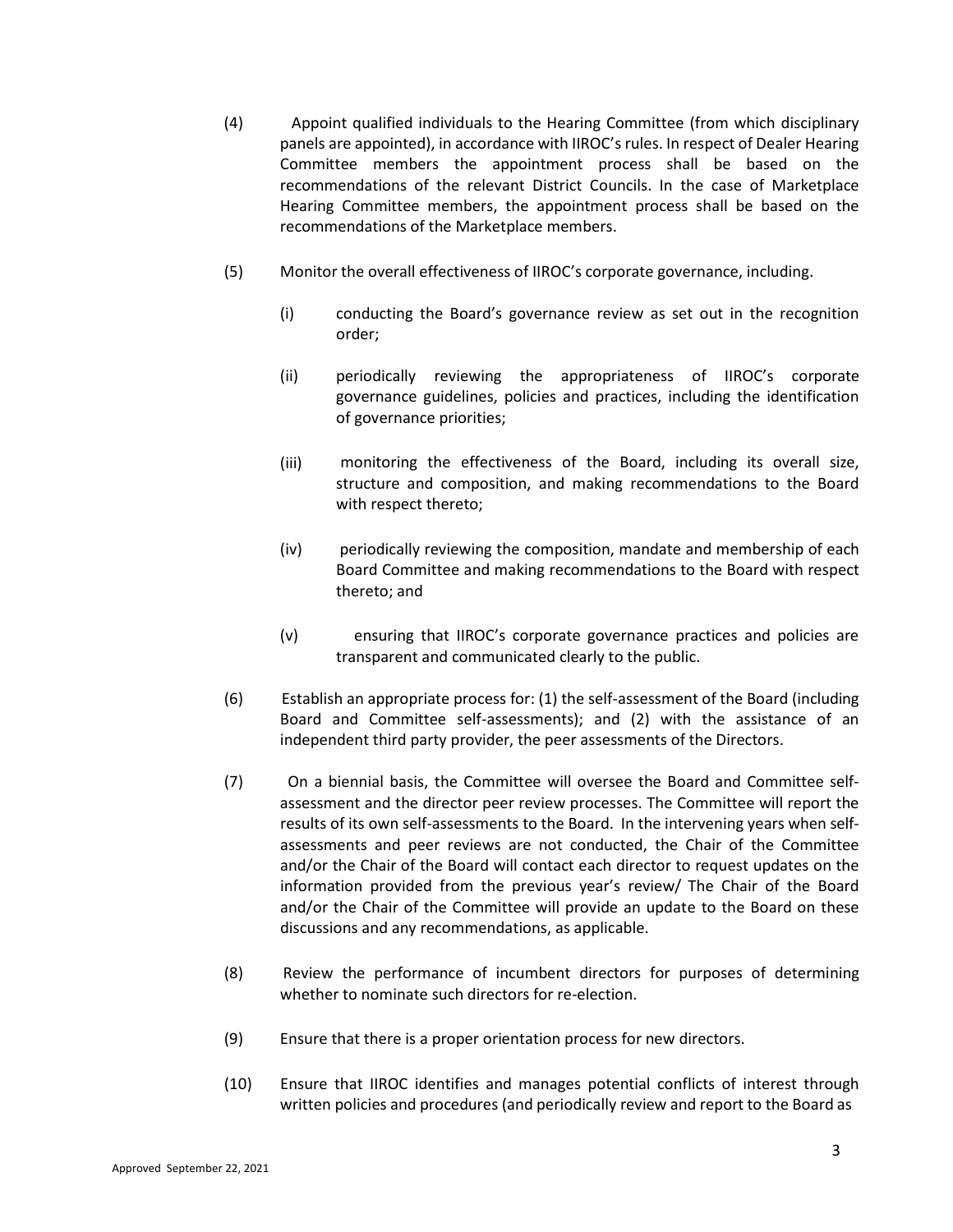(4) Appoint qualified individuals to the Hearing Committee (from which disciplinary panels are appointed), in accordance with IIROC's rules. In respect of Dealer Hearing Committee members the appointment process shall be based on the recommendations of the relevant District Councils. In the case of Marketplace Hearing Committee members, the appointment process shall be based on the recommendations of the Marketplace members.

(5) Monitor the overall effectiveness of IIROC's corporate governance, including.

  (i) conducting the Board's governance review as set out in the recognition order;

  (ii) periodically reviewing the appropriateness of IIROC's corporate governance guidelines, policies and practices, including the identification of governance priorities;

  (iii) monitoring the effectiveness of the Board, including its overall size, structure and composition, and making recommendations to the Board with respect thereto;

  (iv) periodically reviewing the composition, mandate and membership of each Board Committee and making recommendations to the Board with respect thereto; and

  (v) ensuring that IIROC's corporate governance practices and policies are transparent and communicated clearly to the public.

(6) Establish an appropriate process for: (1) the self-assessment of the Board (including Board and Committee self-assessments); and (2) with the assistance of an independent third party provider, the peer assessments of the Directors.

(7) On a biennial basis, the Committee will oversee the Board and Committee self-assessment and the director peer review processes. The Committee will report the results of its own self-assessments to the Board. In the intervening years when self-assessments and peer reviews are not conducted, the Chair of the Committee and/or the Chair of the Board will contact each director to request updates on the information provided from the previous year's review/ The Chair of the Board and/or the Chair of the Committee will provide an update to the Board on these discussions and any recommendations, as applicable.

(8) Review the performance of incumbent directors for purposes of determining whether to nominate such directors for re-election.

(9) Ensure that there is a proper orientation process for new directors.

(10) Ensure that IIROC identifies and manages potential conflicts of interest through written policies and procedures (and periodically review and report to the Board as

Approved September 22, 2021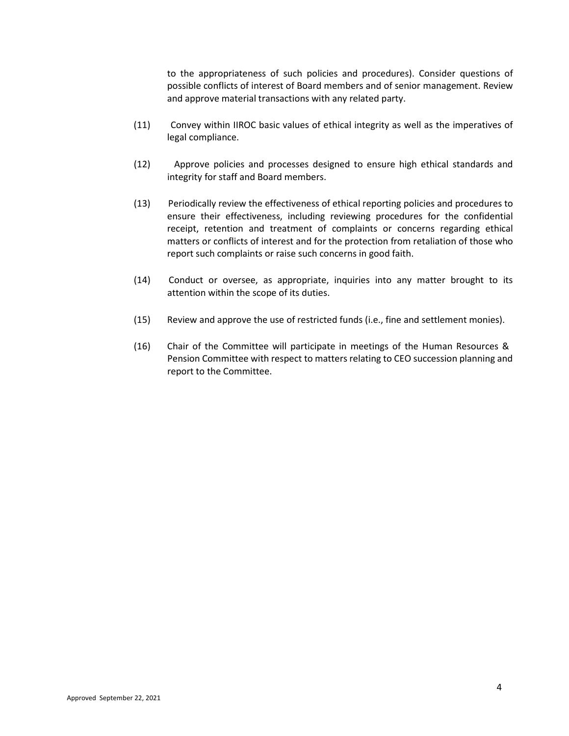to the appropriateness of such policies and procedures). Consider questions of possible conflicts of interest of Board members and of senior management. Review and approve material transactions with any related party.

(11) Convey within IIROC basic values of ethical integrity as well as the imperatives of legal compliance.

(12) Approve policies and processes designed to ensure high ethical standards and integrity for staff and Board members.

(13) Periodically review the effectiveness of ethical reporting policies and procedures to ensure their effectiveness, including reviewing procedures for the confidential receipt, retention and treatment of complaints or concerns regarding ethical matters or conflicts of interest and for the protection from retaliation of those who report such complaints or raise such concerns in good faith.

(14) Conduct or oversee, as appropriate, inquiries into any matter brought to its attention within the scope of its duties.

(15) Review and approve the use of restricted funds (i.e., fine and settlement monies).

(16) Chair of the Committee will participate in meetings of the Human Resources & Pension Committee with respect to matters relating to CEO succession planning and report to the Committee.

Approved September 22, 2021